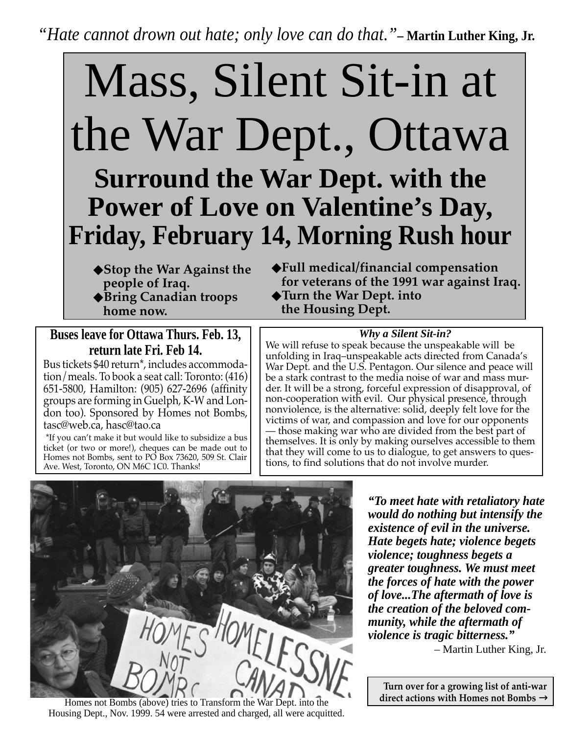*"Hate cannot drown out hate; only love can do that."* **– Martin Luther King, Jr.**

# Mass, Silent Sit-in at the War Dept., Ottawa

## Surround the War Dept. with the Power of Love on Valentine's Day, Friday, February 14, Morning Rush hour

- **Stop the War Against the people of Iraq.**
- **Bring Canadian troops home now.**
- **Full medical/financial compensation for veterans of the 1991 war against Iraq.**
- **Turn the War Dept. into the Housing Dept.**

### Buses leave for Ottawa Thurs. Feb. 13, return late Fri. Feb 14.

Bus tickets $40 return*, includes accommodation/meals. To book a seat call: Toronto: (416) 651-5800, Hamilton: (905) 627-2696 (affinity groups are forming in Guelph, K-W and London too). Sponsored by Homes not Bombs, tasc@web.ca, hasc@tao.ca

*If you can't make it but would like to subsidize a bus ticket (or two or more!), cheques can be made out to Homes not Bombs, sent to PO Box 73620, 509 St. Clair Ave. West, Toronto, ON M6C 1C0. Thanks!

***Why a Silent Sit-in?***

We will refuse to speak because the unspeakable will be unfolding in Iraq–unspeakable acts directed from Canada's War Dept. and the U.S. Pentagon. Our silence and peace will be a stark contrast to the media noise of war and mass murder. It will be a strong, forceful expression of disapproval, of non-cooperation with evil. Our physical presence, through nonviolence, is the alternative: solid, deeply felt love for the victims of war, and compassion and love for our opponents — those making war who are divided from the best part of themselves. It is only by making ourselves accessible to them that they will come to us to dialogue, to get answers to questions, to find solutions that do not involve murder.

Homes not Bombs (above) tries to Transform the War Dept. into the Housing Dept., Nov. 1999. 54 were arrested and charged, all were acquitted.

***"To meet hate with retaliatory hate would do nothing but intensify the existence of evil in the universe. Hate begets hate; violence begets violence; toughness begets a greater toughness. We must meet the forces of hate with the power of love...The aftermath of love is the creation of the beloved community, while the aftermath of violence is tragic bitterness."***

– Martin Luther King, Jr.

**Turn over for a growing list of anti-war direct actions with Homes not Bombs →**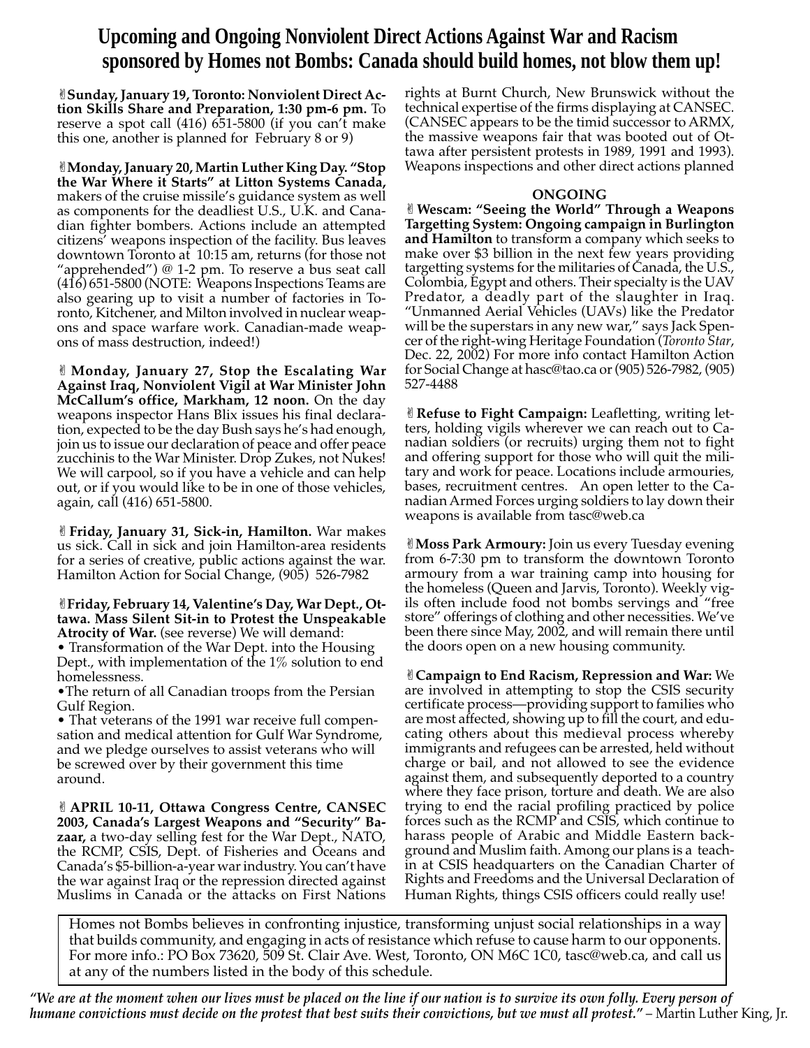# Upcoming and Ongoing Nonviolent Direct Actions Against War and Racism sponsored by Homes not Bombs: Canada should build homes, not blow them up!

✌ **Sunday, January 19, Toronto: Nonviolent Direct Action Skills Share and Preparation, 1:30 pm-6 pm.** To reserve a spot call (416) 651-5800 (if you can't make this one, another is planned for February 8 or 9)

✌ **Monday, January 20, Martin Luther King Day. "Stop the War Where it Starts" at Litton Systems Canada,** makers of the cruise missile's guidance system as well as components for the deadliest U.S., U.K. and Canadian fighter bombers. Actions include an attempted citizens' weapons inspection of the facility. Bus leaves downtown Toronto at 10:15 am, returns (for those not "apprehended") @ 1-2 pm. To reserve a bus seat call (416) 651-5800 (NOTE: Weapons Inspections Teams are also gearing up to visit a number of factories in Toronto, Kitchener, and Milton involved in nuclear weapons and space warfare work. Canadian-made weapons of mass destruction, indeed!)

✌ **Monday, January 27, Stop the Escalating War Against Iraq, Nonviolent Vigil at War Minister John McCallum's office, Markham, 12 noon.** On the day weapons inspector Hans Blix issues his final declaration, expected to be the day Bush says he's had enough, join us to issue our declaration of peace and offer peace zucchinis to the War Minister. Drop Zukes, not Nukes! We will carpool, so if you have a vehicle and can help out, or if you would like to be in one of those vehicles, again, call (416) 651-5800.

✌ **Friday, January 31, Sick-in, Hamilton.** War makes us sick. Call in sick and join Hamilton-area residents for a series of creative, public actions against the war. Hamilton Action for Social Change, (905) 526-7982

✌ **Friday, February 14, Valentine's Day, War Dept., Ottawa. Mass Silent Sit-in to Protest the Unspeakable Atrocity of War.** (see reverse) We will demand:

- Transformation of the War Dept. into the Housing Dept., with implementation of the 1% solution to end homelessness.
- The return of all Canadian troops from the Persian Gulf Region.
- That veterans of the 1991 war receive full compensation and medical attention for Gulf War Syndrome, and we pledge ourselves to assist veterans who will be screwed over by their government this time around.

✌ **APRIL 10-11, Ottawa Congress Centre, CANSEC 2003, Canada's Largest Weapons and "Security" Bazaar,** a two-day selling fest for the War Dept., NATO, the RCMP, CSIS, Dept. of Fisheries and Oceans and Canada's $5-billion-a-year war industry. You can't have the war against Iraq or the repression directed against Muslims in Canada or the attacks on First Nations rights at Burnt Church, New Brunswick without the technical expertise of the firms displaying at CANSEC. (CANSEC appears to be the timid successor to ARMX, the massive weapons fair that was booted out of Ottawa after persistent protests in 1989, 1991 and 1993). Weapons inspections and other direct actions planned

## ONGOING

✌ **Wescam: "Seeing the World" Through a Weapons Targetting System: Ongoing campaign in Burlington and Hamilton** to transform a company which seeks to make over $3 billion in the next few years providing targetting systems for the militaries of Canada, the U.S., Colombia, Egypt and others. Their specialty is the UAV Predator, a deadly part of the slaughter in Iraq. "Unmanned Aerial Vehicles (UAVs) like the Predator will be the superstars in any new war," says Jack Spencer of the right-wing Heritage Foundation (*Toronto Star*, Dec. 22, 2002) For more info contact Hamilton Action for Social Change at hasc@tao.ca or (905) 526-7982, (905) 527-4488

✌ **Refuse to Fight Campaign:** Leafletting, writing letters, holding vigils wherever we can reach out to Canadian soldiers (or recruits) urging them not to fight and offering support for those who will quit the military and work for peace. Locations include armouries, bases, recruitment centres. An open letter to the Canadian Armed Forces urging soldiers to lay down their weapons is available from tasc@web.ca

✌ **Moss Park Armoury:** Join us every Tuesday evening from 6-7:30 pm to transform the downtown Toronto armoury from a war training camp into housing for the homeless (Queen and Jarvis, Toronto). Weekly vigils often include food not bombs servings and "free store" offerings of clothing and other necessities. We've been there since May, 2002, and will remain there until the doors open on a new housing community.

✌ **Campaign to End Racism, Repression and War:** We are involved in attempting to stop the CSIS security certificate process—providing support to families who are most affected, showing up to fill the court, and educating others about this medieval process whereby immigrants and refugees can be arrested, held without charge or bail, and not allowed to see the evidence against them, and subsequently deported to a country where they face prison, torture and death. We are also trying to end the racial profiling practiced by police forces such as the RCMP and CSIS, which continue to harass people of Arabic and Middle Eastern background and Muslim faith. Among our plans is a teach-in at CSIS headquarters on the Canadian Charter of Rights and Freedoms and the Universal Declaration of Human Rights, things CSIS officers could really use!

Homes not Bombs believes in confronting injustice, transforming unjust social relationships in a way that builds community, and engaging in acts of resistance which refuse to cause harm to our opponents. For more info.: PO Box 73620, 509 St. Clair Ave. West, Toronto, ON M6C 1C0, tasc@web.ca, and call us at any of the numbers listed in the body of this schedule.

*"We are at the moment when our lives must be placed on the line if our nation is to survive its own folly. Every person of humane convictions must decide on the protest that best suits their convictions, but we must all protest."* – Martin Luther King, Jr.